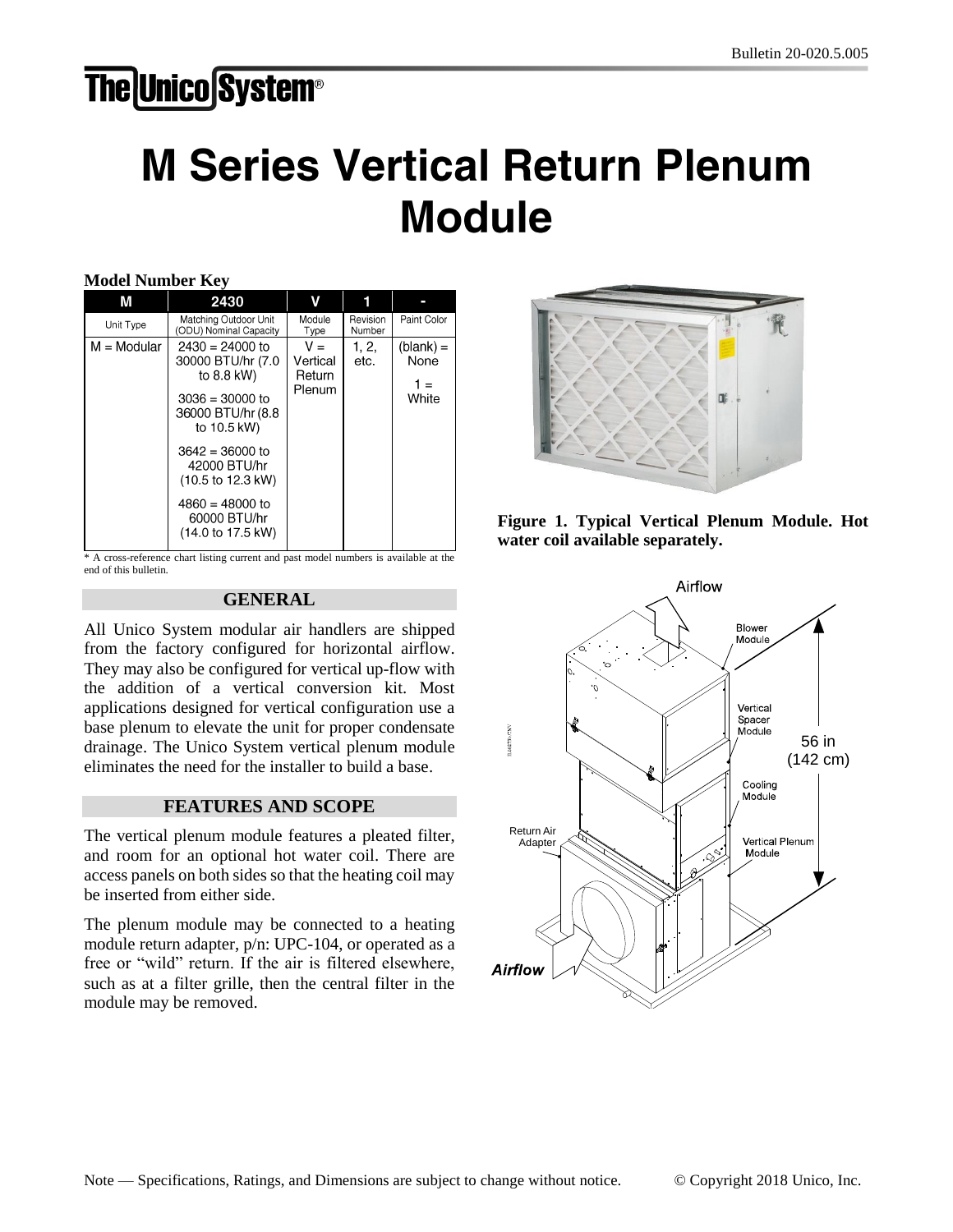# M Series Vertical Return Plenum Module

**Model Number Key**

| M | 2430 | V | 1 | - |
|---|---|---|---|---|
| Unit Type | Matching Outdoor Unit (ODU) Nominal Capacity | Module Type | Revision Number | Paint Color |
| M = Modular | 2430 = 24000 to 30000 BTU/hr (7.0 to 8.8 kW)<br>3036 = 30000 to 36000 BTU/hr (8.8 to 10.5 kW)<br>3642 = 36000 to 42000 BTU/hr (10.5 to 12.3 kW)<br>4860 = 48000 to 60000 BTU/hr (14.0 to 17.5 kW) | V = Vertical Return Plenum | 1, 2, etc. | (blank) = None<br>1 = White |

\* A cross-reference chart listing current and past model numbers is available at the end of this bulletin.

## GENERAL

All Unico System modular air handlers are shipped from the factory configured for horizontal airflow. They may also be configured for vertical up-flow with the addition of a vertical conversion kit. Most applications designed for vertical configuration use a base plenum to elevate the unit for proper condensate drainage. The Unico System vertical plenum module eliminates the need for the installer to build a base.

## FEATURES AND SCOPE

The vertical plenum module features a pleated filter, and room for an optional hot water coil. There are access panels on both sides so that the heating coil may be inserted from either side.

The plenum module may be connected to a heating module return adapter, p/n: UPC-104, or operated as a free or "wild" return. If the air is filtered elsewhere, such as at a filter grille, then the central filter in the module may be removed.

**Figure 1. Typical Vertical Plenum Module. Hot water coil available separately.**

Airflow

Blower Module

Vertical Spacer Module

56 in (142 cm)

Cooling Module

Return Air Adapter

Vertical Plenum Module

*Airflow*

Note — Specifications, Ratings, and Dimensions are subject to change without notice.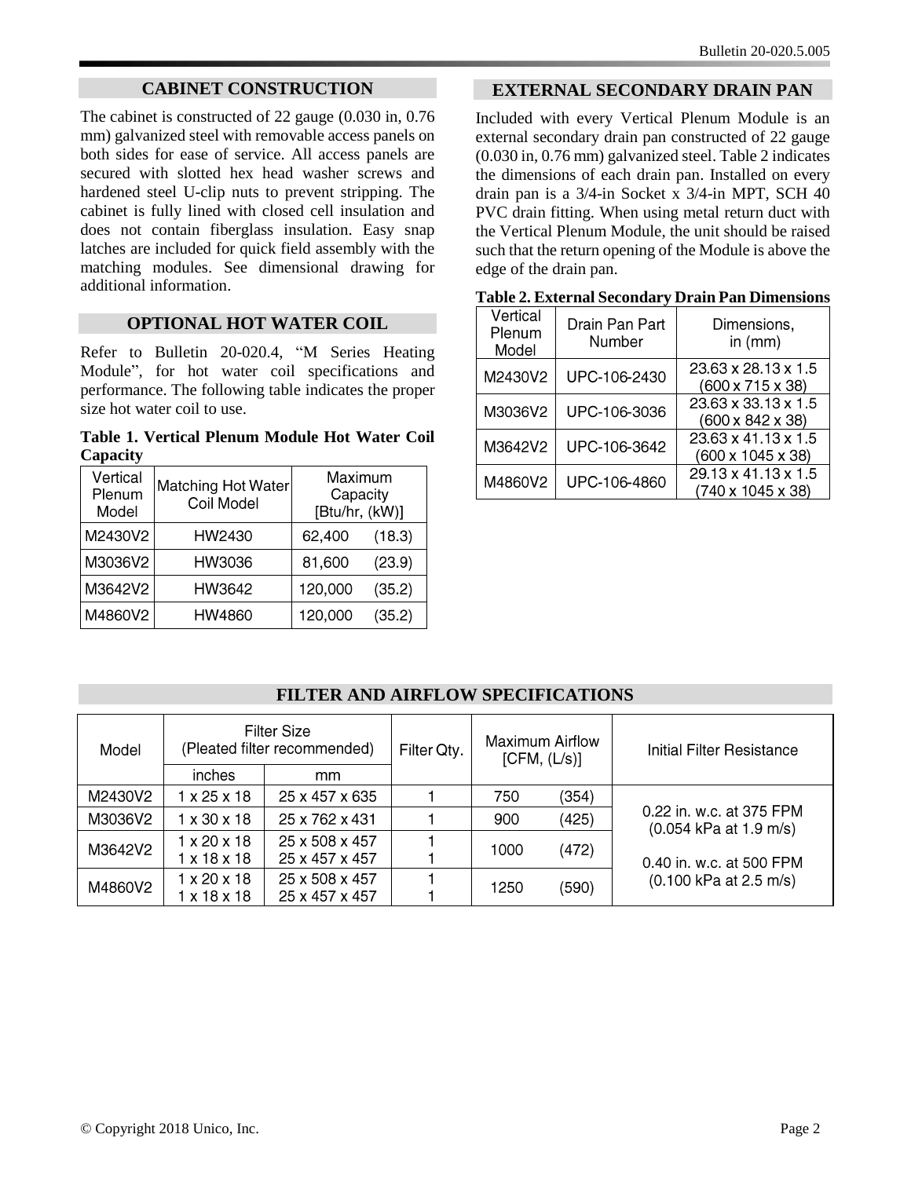## CABINET CONSTRUCTION

The cabinet is constructed of 22 gauge (0.030 in, 0.76 mm) galvanized steel with removable access panels on both sides for ease of service. All access panels are secured with slotted hex head washer screws and hardened steel U-clip nuts to prevent stripping. The cabinet is fully lined with closed cell insulation and does not contain fiberglass insulation. Easy snap latches are included for quick field assembly with the matching modules. See dimensional drawing for additional information.

## OPTIONAL HOT WATER COIL

Refer to Bulletin 20-020.4, "M Series Heating Module", for hot water coil specifications and performance. The following table indicates the proper size hot water coil to use.

**Table 1. Vertical Plenum Module Hot Water Coil Capacity**

| Vertical Plenum Model | Matching Hot Water Coil Model | Maximum Capacity [Btu/hr, (kW)] |
|---|---|---|
| M2430V2 | HW2430 | 62,400 (18.3) |
| M3036V2 | HW3036 | 81,600 (23.9) |
| M3642V2 | HW3642 | 120,000 (35.2) |
| M4860V2 | HW4860 | 120,000 (35.2) |

## EXTERNAL SECONDARY DRAIN PAN

Included with every Vertical Plenum Module is an external secondary drain pan constructed of 22 gauge (0.030 in, 0.76 mm) galvanized steel. Table 2 indicates the dimensions of each drain pan. Installed on every drain pan is a 3/4-in Socket x 3/4-in MPT, SCH 40 PVC drain fitting. When using metal return duct with the Vertical Plenum Module, the unit should be raised such that the return opening of the Module is above the edge of the drain pan.

**Table 2. External Secondary Drain Pan Dimensions**

| Vertical Plenum Model | Drain Pan Part Number | Dimensions, in (mm) |
|---|---|---|
| M2430V2 | UPC-106-2430 | 23.63 x 28.13 x 1.5 (600 x 715 x 38) |
| M3036V2 | UPC-106-3036 | 23.63 x 33.13 x 1.5 (600 x 842 x 38) |
| M3642V2 | UPC-106-3642 | 23.63 x 41.13 x 1.5 (600 x 1045 x 38) |
| M4860V2 | UPC-106-4860 | 29.13 x 41.13 x 1.5 (740 x 1045 x 38) |

## FILTER AND AIRFLOW SPECIFICATIONS

| Model | Filter Size (Pleated filter recommended) | | Filter Qty. | Maximum Airflow [CFM, (L/s)] | Initial Filter Resistance |
|---|---|---|---|---|---|
| | inches | mm | | | |
| M2430V2 | 1 x 25 x 18 | 25 x 457 x 635 | 1 | 750 (354) | 0.22 in. w.c. at 375 FPM (0.054 kPa at 1.9 m/s)<br>0.40 in. w.c. at 500 FPM (0.100 kPa at 2.5 m/s) |
| M3036V2 | 1 x 30 x 18 | 25 x 762 x 431 | 1 | 900 (425) | |
| M3642V2 | 1 x 20 x 18<br>1 x 18 x 18 | 25 x 508 x 457<br>25 x 457 x 457 | 1<br>1 | 1000 (472) | |
| M4860V2 | 1 x 20 x 18<br>1 x 18 x 18 | 25 x 508 x 457<br>25 x 457 x 457 | 1<br>1 | 1250 (590) | |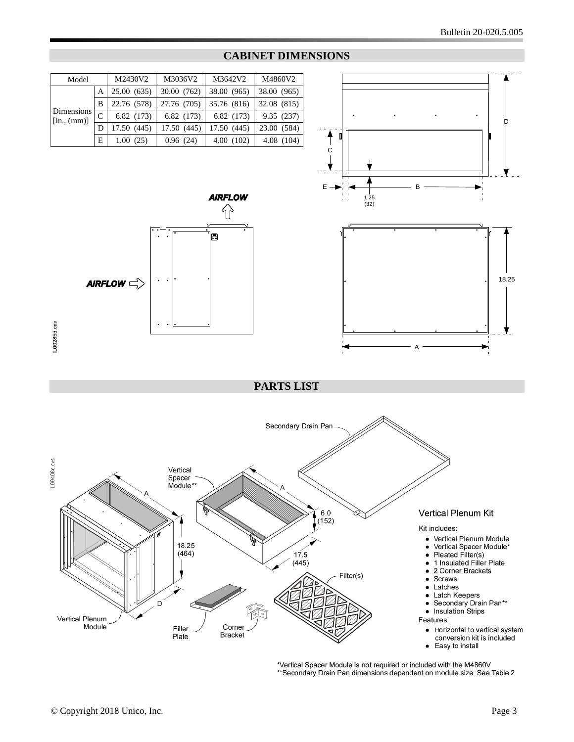## CABINET DIMENSIONS

| Model | | M2430V2 | M3036V2 | M3642V2 | M4860V2 |
|---|---|---|---|---|---|
| Dimensions [in., (mm)] | A | 25.00 (635) | 30.00 (762) | 38.00 (965) | 38.00 (965) |
| | B | 22.76 (578) | 27.76 (705) | 35.76 (816) | 32.08 (815) |
| | C | 6.82 (173) | 6.82 (173) | 6.82 (173) | 9.35 (237) |
| | D | 17.50 (445) | 17.50 (445) | 17.50 (445) | 23.00 (584) |
| | E | 1.00 (25) | 0.96 (24) | 4.00 (102) | 4.08 (104) |

## PARTS LIST

**Vertical Plenum Kit**

Kit includes:

- Vertical Plenum Module
- Vertical Spacer Module*
- Pleated Filter(s)
- 1 Insulated Filler Plate
- 2 Corner Brackets
- Screws
- Latches
- Latch Keepers
- Secondary Drain Pan**
- Insulation Strips

Features:

- Horizontal to vertical system conversion kit is included
- Easy to install

*Vertical Spacer Module is not required or included with the M4860V

**Secondary Drain Pan dimensions dependent on module size. See Table 2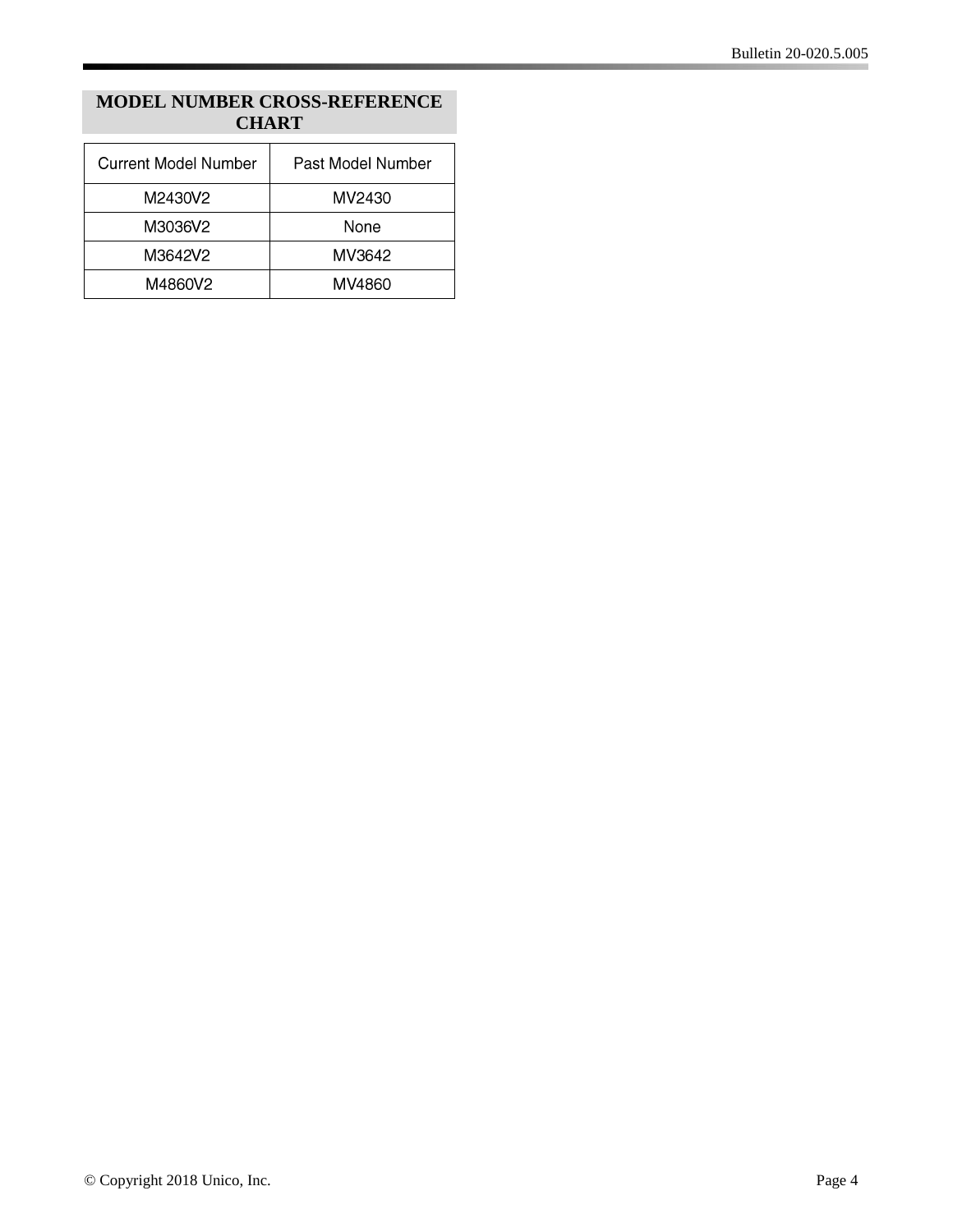## MODEL NUMBER CROSS-REFERENCE CHART

| Current Model Number | Past Model Number |
|---|---|
| M2430V2 | MV2430 |
| M3036V2 | None |
| M3642V2 | MV3642 |
| M4860V2 | MV4860 |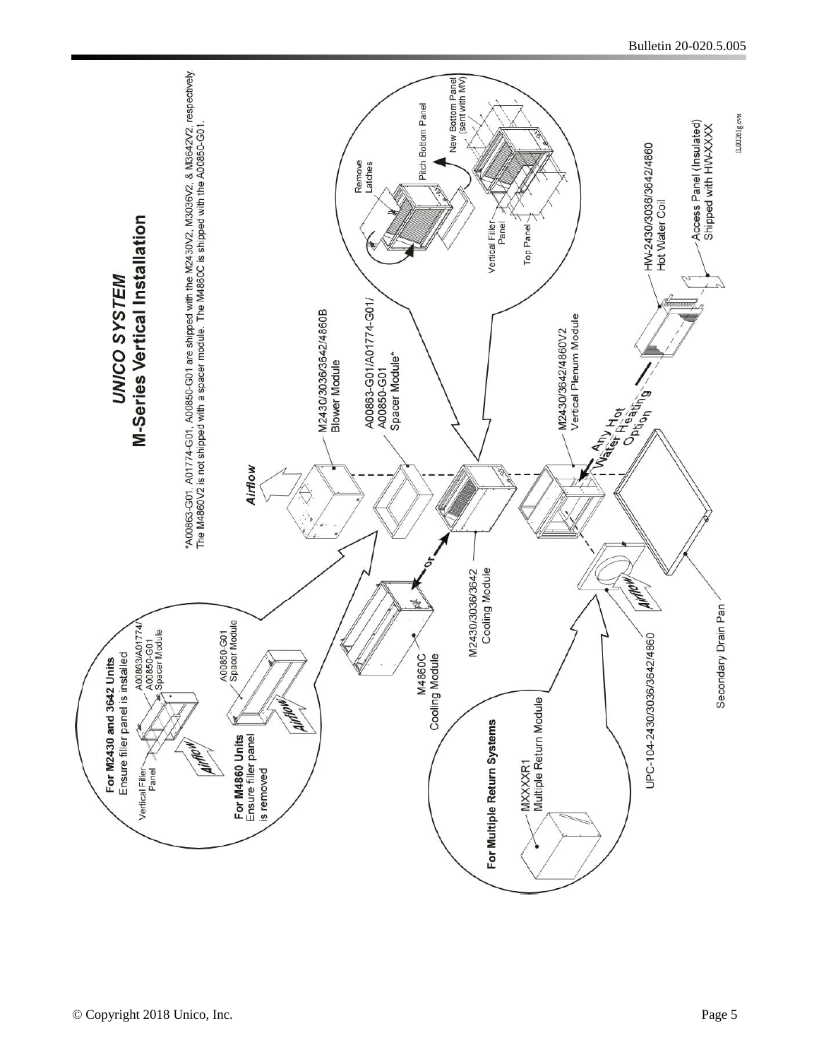# *UNICO SYSTEM*

## M-Series Vertical Installation

*A00863-G01, A01774-G01, A00850-G01 are shipped with the M2430V2, M3036V2, & M3642V2, respectively. The M4860V2 is not shipped with a spacer module. The M4860C is shipped with the A00850-G01.

Airflow

M2430/3036/3642/4860B
Blower Module

A00863-G01/A01774-G01/
A00850-G01
Spacer Module*

M2430/3036/3642
Cooling Module

or

M4860C
Cooling Module

M2430/3642/4860V2
Vertical Plenum Module

Any Hot Water Heating Option

HW-2430/3036/3642/4860
Hot Water Coil

Access Panel (Insulated)
Shipped with HW-XXXX

UPC-104-2430/3036/3642/4860

Airflow

Secondary Drain Pan

Remove Latches

Pitch Bottom Panel

New Bottom Panel (sent with MV)

Vertical Filler Panel

Top Panel

**For M2430 and 3642 Units**
Ensure filler panel is installed

Vertical Filler Panel

A00863/A01774/
A00850-G01
Spacer Module

Airflow

**For M4860 Units**
Ensure filler panel is removed

A00850-G01
Spacer Module

Airflow

**For Multiple Return Systems**

MXXXXR1
Multiple Return Module

IL00261g.cvx